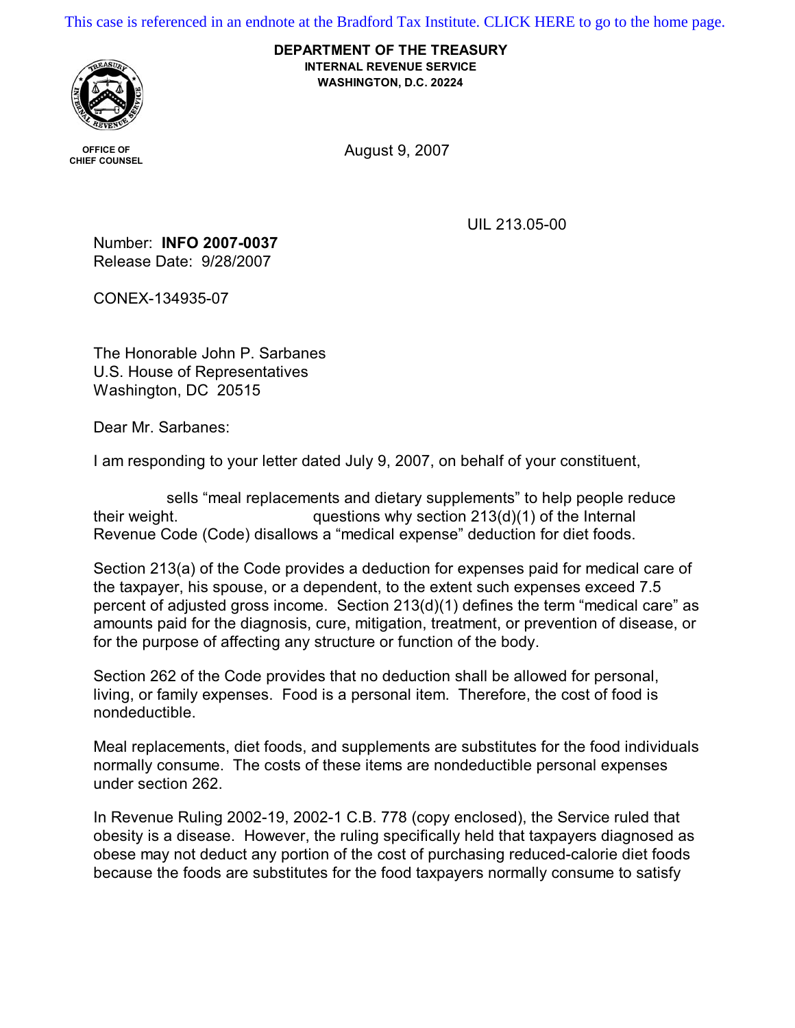This case is referenced in an endnote at the Bradford Tax Institute. CLICK HERE to go to the home page.

**DEPARTMENT OF THE TREASURY**
**INTERNAL REVENUE SERVICE**
**WASHINGTON, D.C. 20224**

**OFFICE OF CHIEF COUNSEL**

August 9, 2007

UIL 213.05-00

Number: **INFO 2007-0037**
Release Date: 9/28/2007

CONEX-134935-07

The Honorable John P. Sarbanes
U.S. House of Representatives
Washington, DC 20515

Dear Mr. Sarbanes:

I am responding to your letter dated July 9, 2007, on behalf of your constituent,

sells "meal replacements and dietary supplements" to help people reduce their weight. questions why section 213(d)(1) of the Internal Revenue Code (Code) disallows a "medical expense" deduction for diet foods.

Section 213(a) of the Code provides a deduction for expenses paid for medical care of the taxpayer, his spouse, or a dependent, to the extent such expenses exceed 7.5 percent of adjusted gross income. Section 213(d)(1) defines the term "medical care" as amounts paid for the diagnosis, cure, mitigation, treatment, or prevention of disease, or for the purpose of affecting any structure or function of the body.

Section 262 of the Code provides that no deduction shall be allowed for personal, living, or family expenses. Food is a personal item. Therefore, the cost of food is nondeductible.

Meal replacements, diet foods, and supplements are substitutes for the food individuals normally consume. The costs of these items are nondeductible personal expenses under section 262.

In Revenue Ruling 2002-19, 2002-1 C.B. 778 (copy enclosed), the Service ruled that obesity is a disease. However, the ruling specifically held that taxpayers diagnosed as obese may not deduct any portion of the cost of purchasing reduced-calorie diet foods because the foods are substitutes for the food taxpayers normally consume to satisfy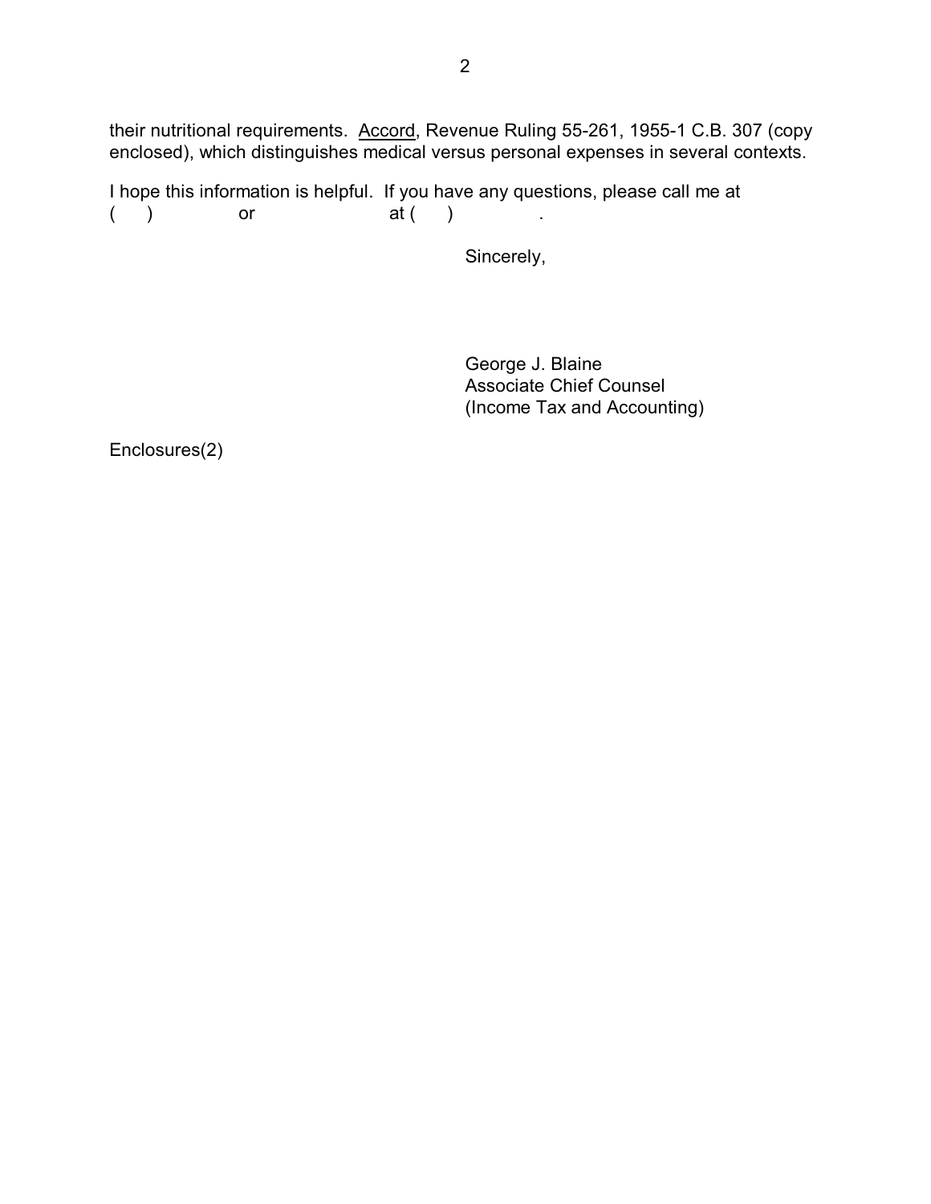their nutritional requirements. Accord, Revenue Ruling 55-261, 1955-1 C.B. 307 (copy enclosed), which distinguishes medical versus personal expenses in several contexts.

I hope this information is helpful. If you have any questions, please call me at ( ) or at ( ) .

Sincerely,

George J. Blaine
Associate Chief Counsel
(Income Tax and Accounting)

Enclosures(2)